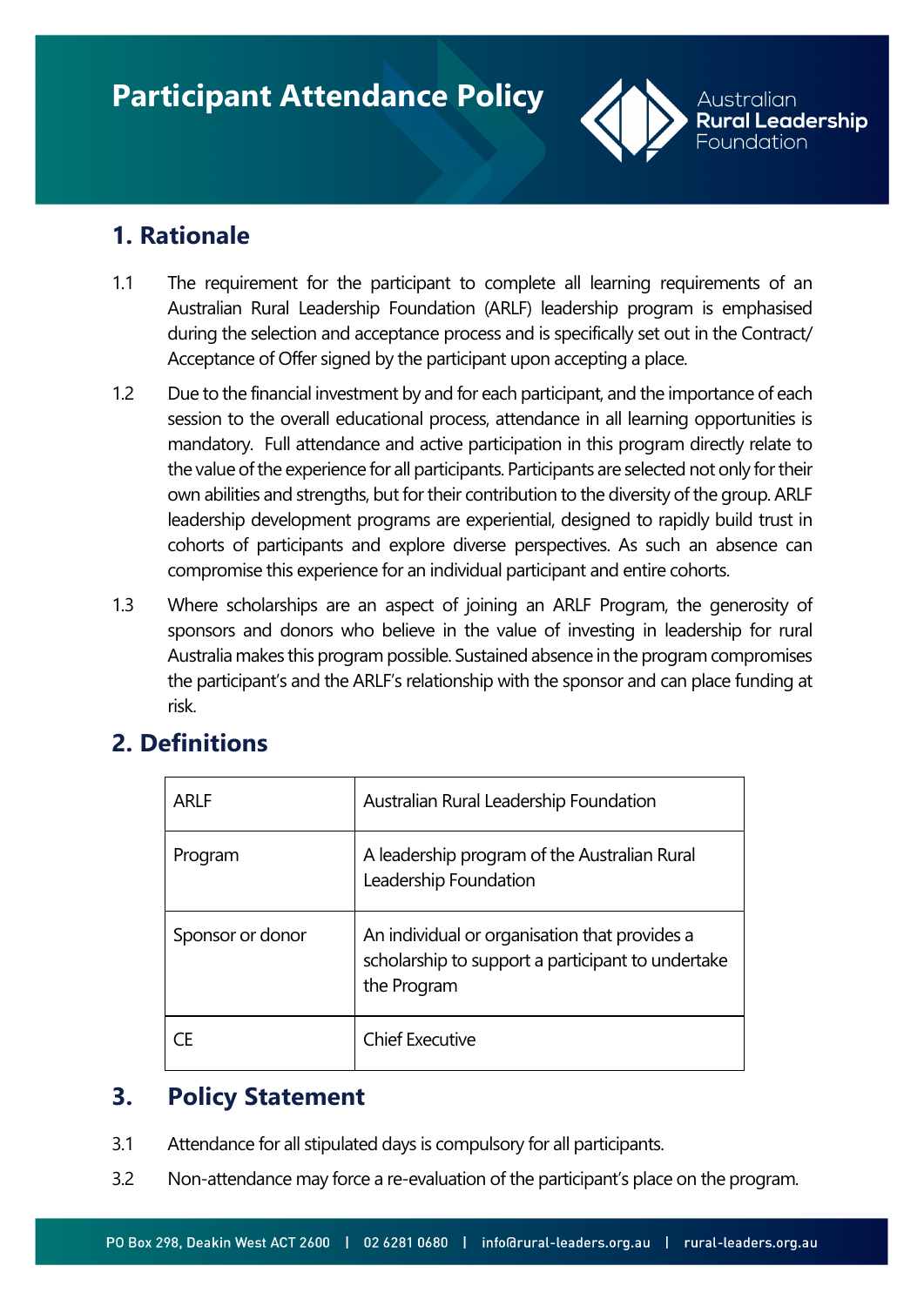# Participant Attendance Policy

Australian **Rural Leadership** Foundation

## 1. Rationale

1.1 The requirement for the participant to complete all learning requirements of an Australian Rural Leadership Foundation (ARLF) leadership program is emphasised during the selection and acceptance process and is specifically set out in the Contract/ Acceptance of Offer signed by the participant upon accepting a place.

1.2 Due to the financial investment by and for each participant, and the importance of each session to the overall educational process, attendance in all learning opportunities is mandatory. Full attendance and active participation in this program directly relate to the value of the experience for all participants. Participants are selected not only for their own abilities and strengths, but for their contribution to the diversity of the group. ARLF leadership development programs are experiential, designed to rapidly build trust in cohorts of participants and explore diverse perspectives. As such an absence can compromise this experience for an individual participant and entire cohorts.

1.3 Where scholarships are an aspect of joining an ARLF Program, the generosity of sponsors and donors who believe in the value of investing in leadership for rural Australia makes this program possible. Sustained absence in the program compromises the participant's and the ARLF's relationship with the sponsor and can place funding at risk.

## 2. Definitions

| | |
|---|---|
| ARLF | Australian Rural Leadership Foundation |
| Program | A leadership program of the Australian Rural Leadership Foundation |
| Sponsor or donor | An individual or organisation that provides a scholarship to support a participant to undertake the Program |
| CE | Chief Executive |

## 3. Policy Statement

3.1 Attendance for all stipulated days is compulsory for all participants.

3.2 Non-attendance may force a re-evaluation of the participant's place on the program.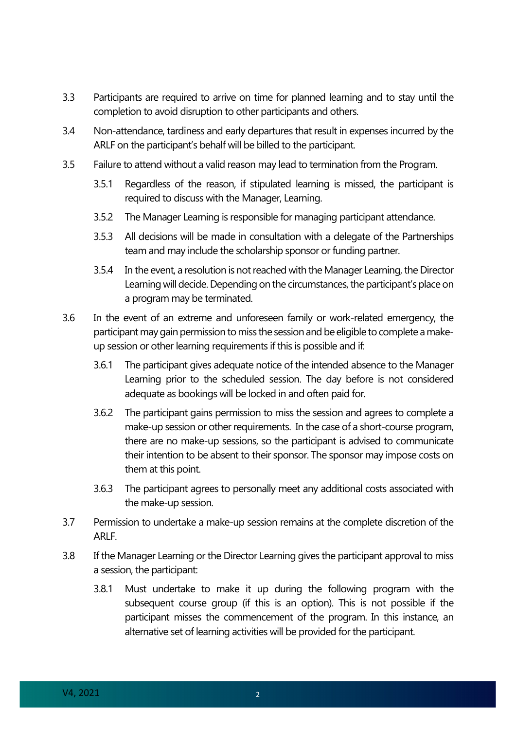3.3 Participants are required to arrive on time for planned learning and to stay until the completion to avoid disruption to other participants and others.

3.4 Non-attendance, tardiness and early departures that result in expenses incurred by the ARLF on the participant's behalf will be billed to the participant.

3.5 Failure to attend without a valid reason may lead to termination from the Program.

- 3.5.1 Regardless of the reason, if stipulated learning is missed, the participant is required to discuss with the Manager, Learning.
- 3.5.2 The Manager Learning is responsible for managing participant attendance.
- 3.5.3 All decisions will be made in consultation with a delegate of the Partnerships team and may include the scholarship sponsor or funding partner.
- 3.5.4 In the event, a resolution is not reached with the Manager Learning, the Director Learning will decide. Depending on the circumstances, the participant's place on a program may be terminated.

3.6 In the event of an extreme and unforeseen family or work-related emergency, the participant may gain permission to miss the session and be eligible to complete a make-up session or other learning requirements if this is possible and if:

- 3.6.1 The participant gives adequate notice of the intended absence to the Manager Learning prior to the scheduled session. The day before is not considered adequate as bookings will be locked in and often paid for.
- 3.6.2 The participant gains permission to miss the session and agrees to complete a make-up session or other requirements. In the case of a short-course program, there are no make-up sessions, so the participant is advised to communicate their intention to be absent to their sponsor. The sponsor may impose costs on them at this point.
- 3.6.3 The participant agrees to personally meet any additional costs associated with the make-up session.

3.7 Permission to undertake a make-up session remains at the complete discretion of the ARLF.

3.8 If the Manager Learning or the Director Learning gives the participant approval to miss a session, the participant:

- 3.8.1 Must undertake to make it up during the following program with the subsequent course group (if this is an option). This is not possible if the participant misses the commencement of the program. In this instance, an alternative set of learning activities will be provided for the participant.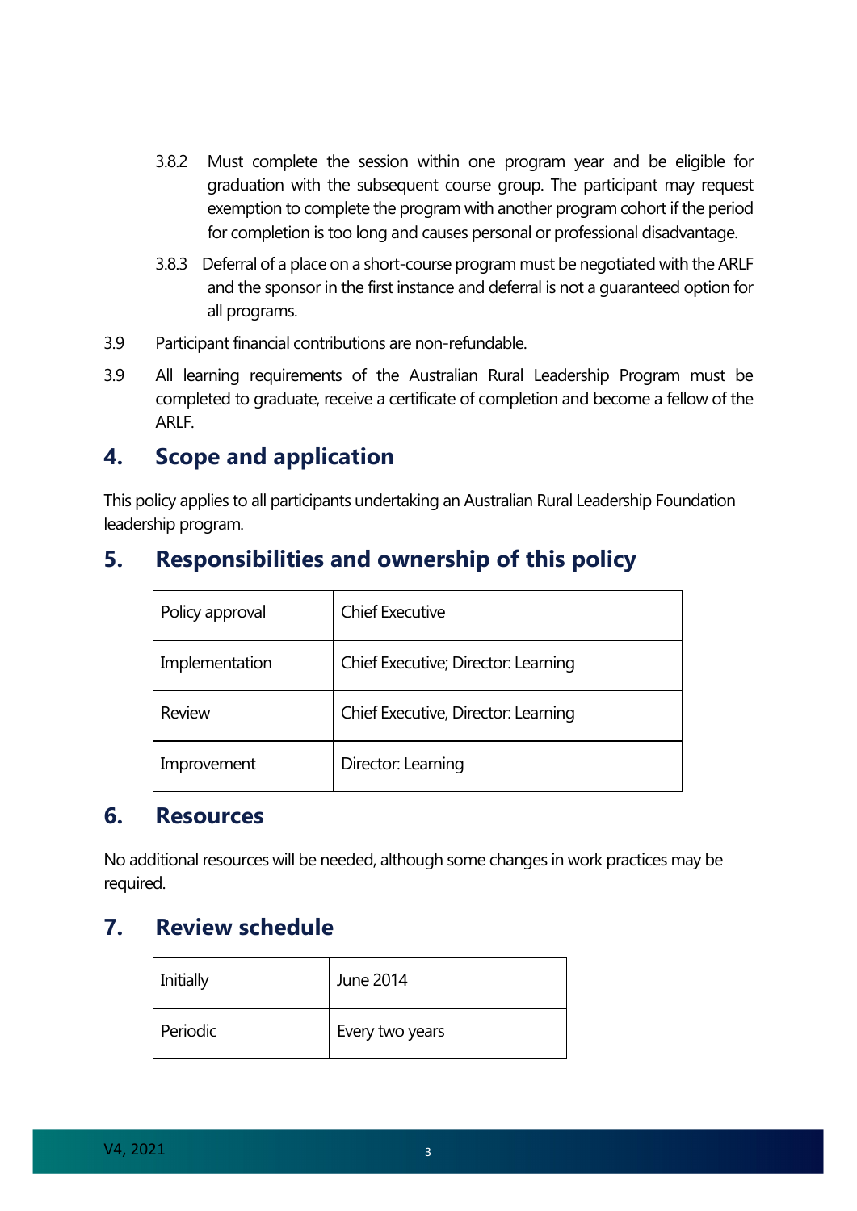3.8.2 Must complete the session within one program year and be eligible for graduation with the subsequent course group. The participant may request exemption to complete the program with another program cohort if the period for completion is too long and causes personal or professional disadvantage.

3.8.3 Deferral of a place on a short-course program must be negotiated with the ARLF and the sponsor in the first instance and deferral is not a guaranteed option for all programs.

3.9 Participant financial contributions are non-refundable.

3.9 All learning requirements of the Australian Rural Leadership Program must be completed to graduate, receive a certificate of completion and become a fellow of the ARLF.

## 4. Scope and application

This policy applies to all participants undertaking an Australian Rural Leadership Foundation leadership program.

## 5. Responsibilities and ownership of this policy

| | |
|---|---|
| Policy approval | Chief Executive |
| Implementation | Chief Executive; Director: Learning |
| Review | Chief Executive, Director: Learning |
| Improvement | Director: Learning |

## 6. Resources

No additional resources will be needed, although some changes in work practices may be required.

## 7. Review schedule

| | |
|---|---|
| Initially | June 2014 |
| Periodic | Every two years |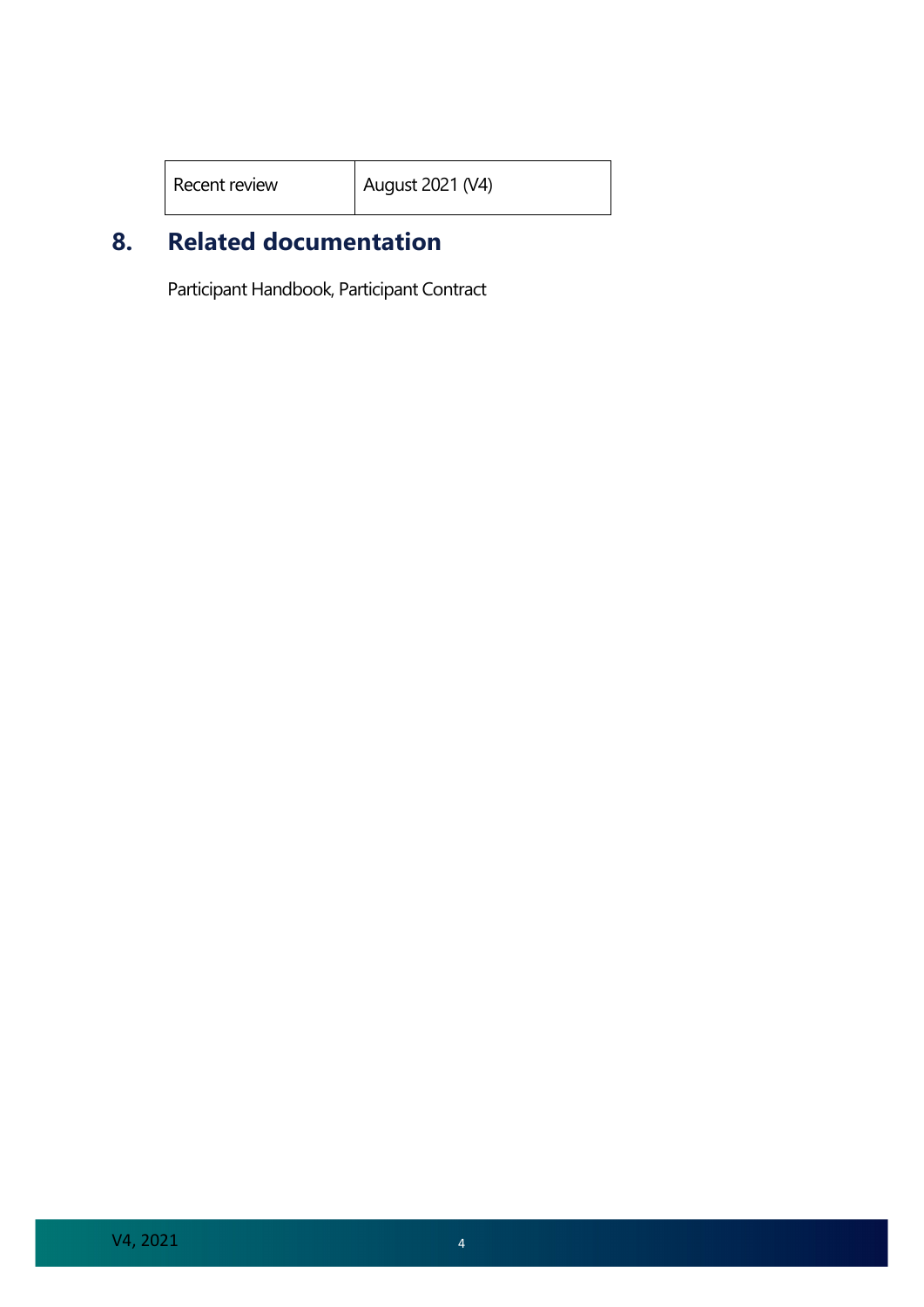| | |
|---|---|
| Recent review | August 2021 (V4) |

## 8. Related documentation

Participant Handbook, Participant Contract